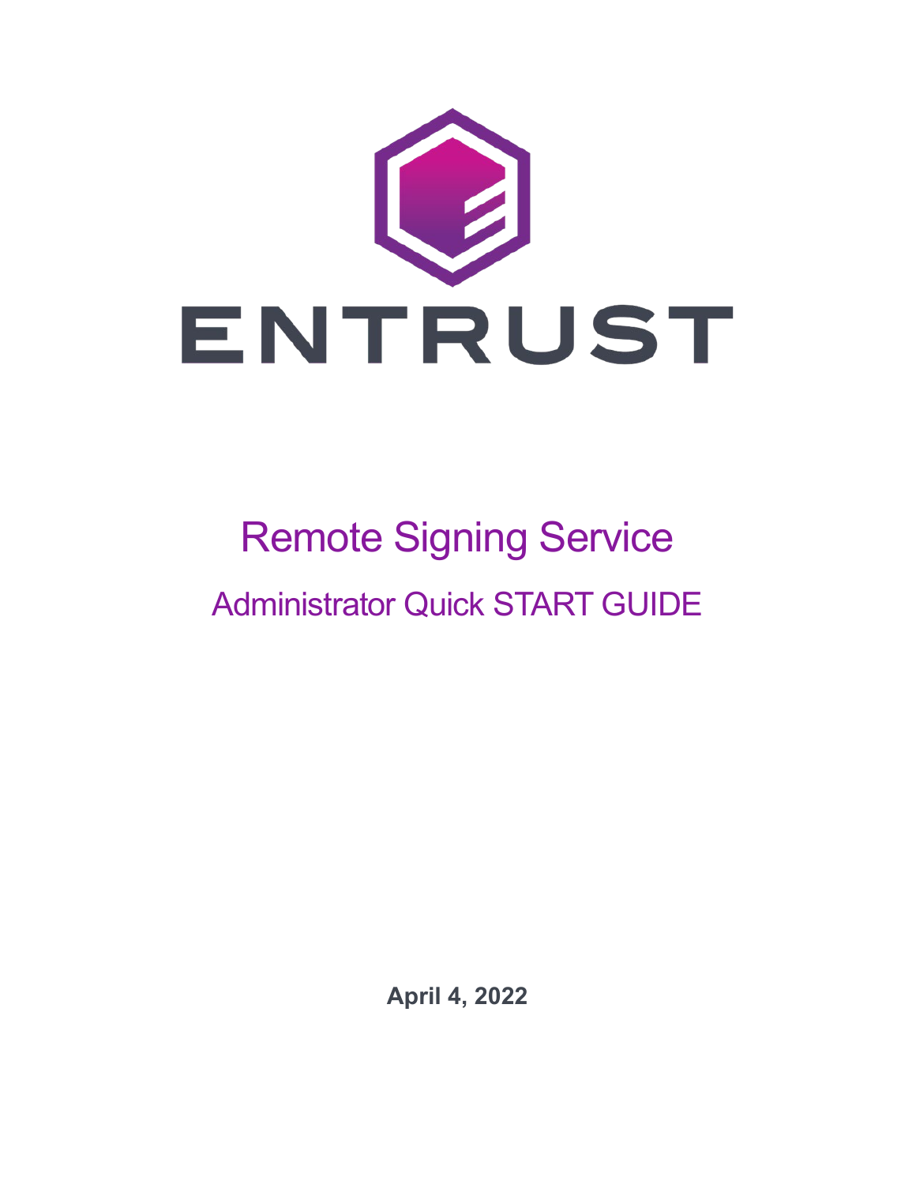ENTRUST

# Remote Signing Service

## Administrator Quick START GUIDE

**April 4, 2022**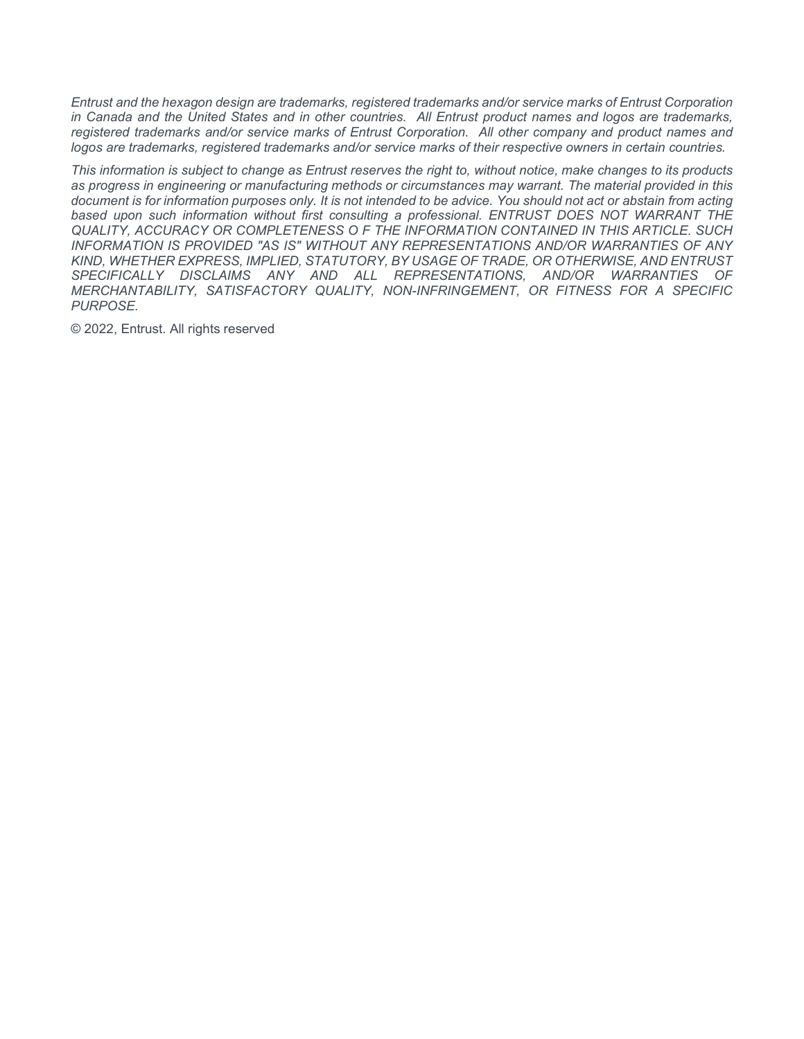*Entrust and the hexagon design are trademarks, registered trademarks and/or service marks of Entrust Corporation in Canada and the United States and in other countries. All Entrust product names and logos are trademarks, registered trademarks and/or service marks of Entrust Corporation. All other company and product names and logos are trademarks, registered trademarks and/or service marks of their respective owners in certain countries.*

*This information is subject to change as Entrust reserves the right to, without notice, make changes to its products as progress in engineering or manufacturing methods or circumstances may warrant. The material provided in this document is for information purposes only. It is not intended to be advice. You should not act or abstain from acting based upon such information without first consulting a professional. ENTRUST DOES NOT WARRANT THE QUALITY, ACCURACY OR COMPLETENESS O F THE INFORMATION CONTAINED IN THIS ARTICLE. SUCH INFORMATION IS PROVIDED "AS IS" WITHOUT ANY REPRESENTATIONS AND/OR WARRANTIES OF ANY KIND, WHETHER EXPRESS, IMPLIED, STATUTORY, BY USAGE OF TRADE, OR OTHERWISE, AND ENTRUST SPECIFICALLY DISCLAIMS ANY AND ALL REPRESENTATIONS, AND/OR WARRANTIES OF MERCHANTABILITY, SATISFACTORY QUALITY, NON-INFRINGEMENT, OR FITNESS FOR A SPECIFIC PURPOSE.*

© 2022, Entrust. All rights reserved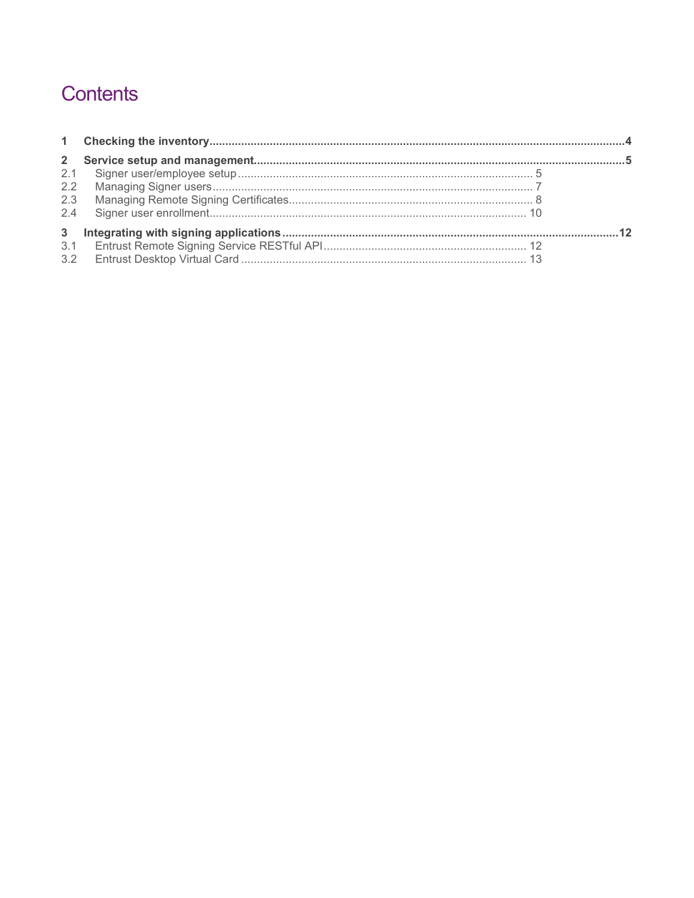# Contents

**1 Checking the inventory** .... **4**

**2 Service setup and management** .... **5**

2.1 Signer user/employee setup .... 5

2.2 Managing Signer users .... 7

2.3 Managing Remote Signing Certificates .... 8

2.4 Signer user enrollment .... 10

**3 Integrating with signing applications** .... **12**

3.1 Entrust Remote Signing Service RESTful API .... 12

3.2 Entrust Desktop Virtual Card .... 13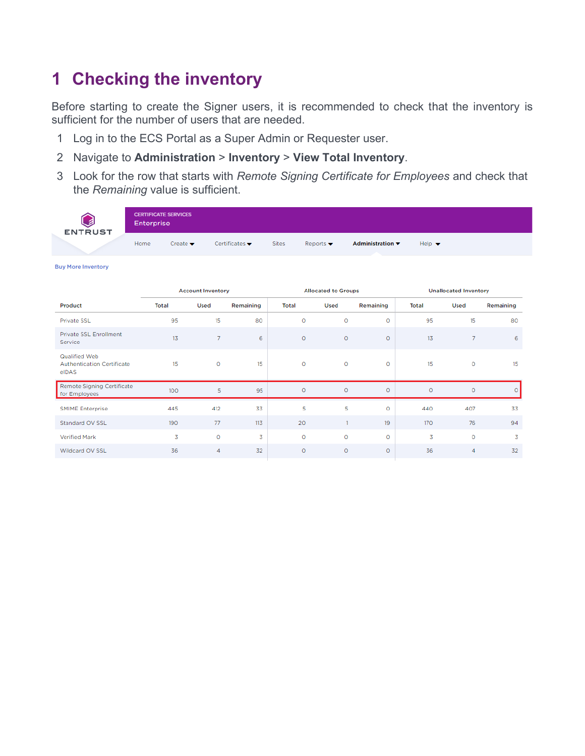# 1 Checking the inventory

Before starting to create the Signer users, it is recommended to check that the inventory is sufficient for the number of users that are needed.

1. Log in to the ECS Portal as a Super Admin or Requester user.
2. Navigate to **Administration** > **Inventory** > **View Total Inventory**.
3. Look for the row that starts with *Remote Signing Certificate for Employees* and check that the *Remaining* value is sufficient.

CERTIFICATE SERVICES
Enterprise

ENTRUST

Home | Create | Certificates | Sites | Reports | Administration | Help

Buy More Inventory

| | Account Inventory | | | Allocated to Groups | | | Unallocated Inventory | | |
|---|---|---|---|---|---|---|---|---|---|
| Product | Total | Used | Remaining | Total | Used | Remaining | Total | Used | Remaining |
| Private SSL | 95 | 15 | 80 | 0 | 0 | 0 | 95 | 15 | 80 |
| Private SSL Enrollment Service | 13 | 7 | 6 | 0 | 0 | 0 | 13 | 7 | 6 |
| Qualified Web Authentication Certificate eIDAS | 15 | 0 | 15 | 0 | 0 | 0 | 15 | 0 | 15 |
| Remote Signing Certificate for Employees | 100 | 5 | 95 | 0 | 0 | 0 | 0 | 0 | 0 |
| SMIME Enterprise | 445 | 412 | 33 | 5 | 5 | 0 | 440 | 407 | 33 |
| Standard OV SSL | 190 | 77 | 113 | 20 | 1 | 19 | 170 | 76 | 94 |
| Verified Mark | 3 | 0 | 3 | 0 | 0 | 0 | 3 | 0 | 3 |
| Wildcard OV SSL | 36 | 4 | 32 | 0 | 0 | 0 | 36 | 4 | 32 |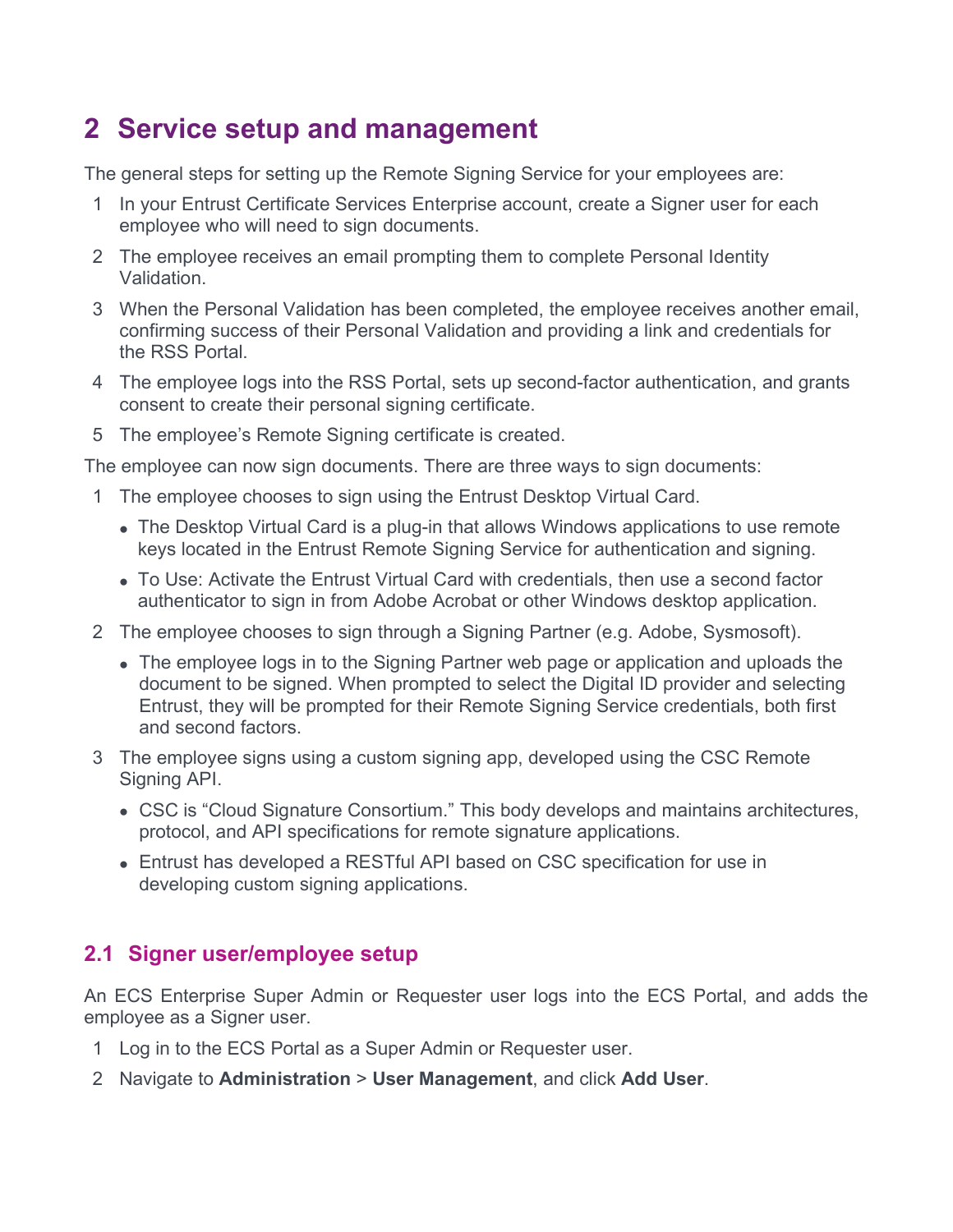# 2 Service setup and management

The general steps for setting up the Remote Signing Service for your employees are:

1. In your Entrust Certificate Services Enterprise account, create a Signer user for each employee who will need to sign documents.
2. The employee receives an email prompting them to complete Personal Identity Validation.
3. When the Personal Validation has been completed, the employee receives another email, confirming success of their Personal Validation and providing a link and credentials for the RSS Portal.
4. The employee logs into the RSS Portal, sets up second-factor authentication, and grants consent to create their personal signing certificate.
5. The employee's Remote Signing certificate is created.

The employee can now sign documents. There are three ways to sign documents:

1. The employee chooses to sign using the Entrust Desktop Virtual Card.
   - The Desktop Virtual Card is a plug-in that allows Windows applications to use remote keys located in the Entrust Remote Signing Service for authentication and signing.
   - To Use: Activate the Entrust Virtual Card with credentials, then use a second factor authenticator to sign in from Adobe Acrobat or other Windows desktop application.
2. The employee chooses to sign through a Signing Partner (e.g. Adobe, Sysmosoft).
   - The employee logs in to the Signing Partner web page or application and uploads the document to be signed. When prompted to select the Digital ID provider and selecting Entrust, they will be prompted for their Remote Signing Service credentials, both first and second factors.
3. The employee signs using a custom signing app, developed using the CSC Remote Signing API.
   - CSC is "Cloud Signature Consortium." This body develops and maintains architectures, protocol, and API specifications for remote signature applications.
   - Entrust has developed a RESTful API based on CSC specification for use in developing custom signing applications.

## 2.1 Signer user/employee setup

An ECS Enterprise Super Admin or Requester user logs into the ECS Portal, and adds the employee as a Signer user.

1. Log in to the ECS Portal as a Super Admin or Requester user.
2. Navigate to **Administration** > **User Management**, and click **Add User**.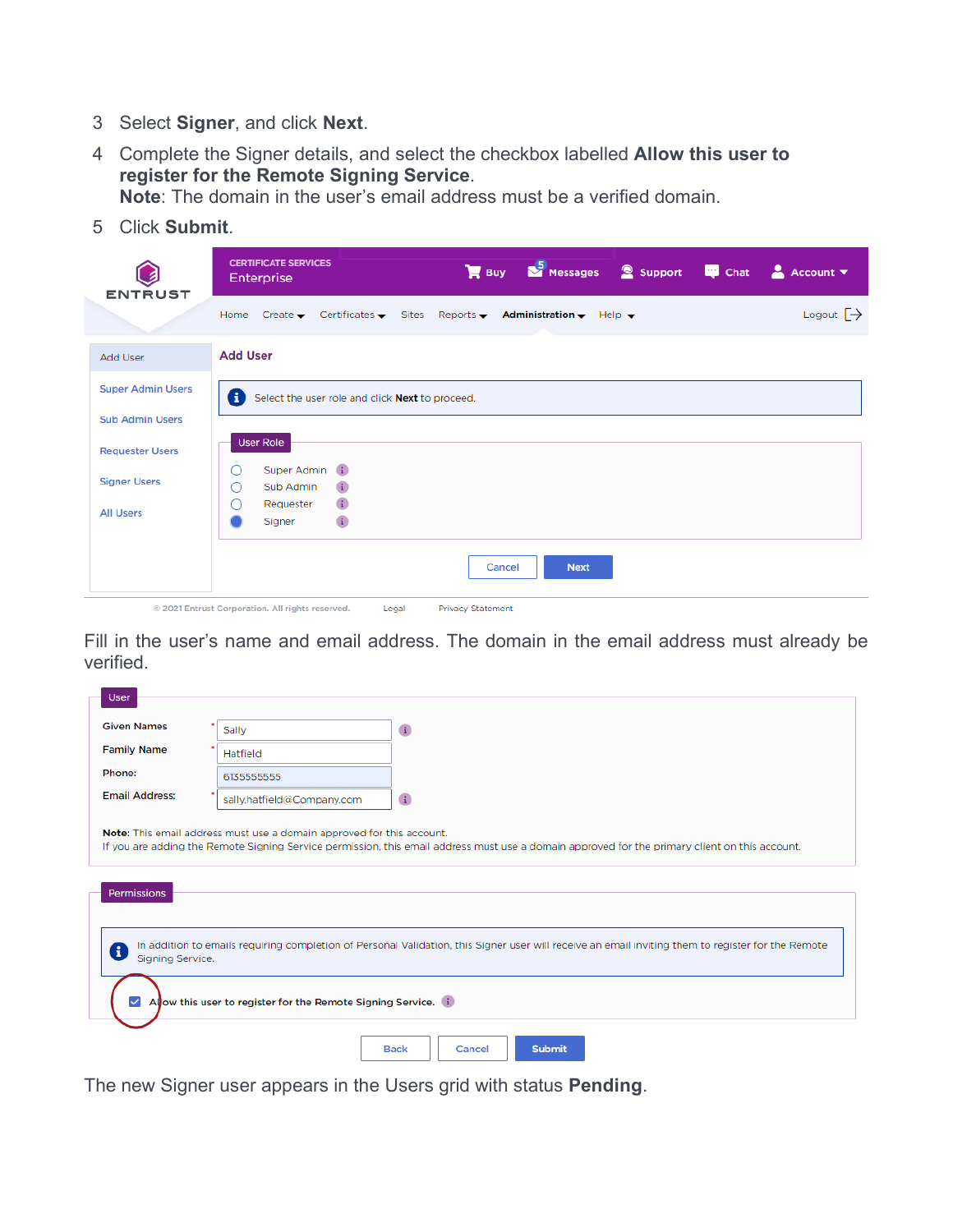3 Select **Signer**, and click **Next**.

4 Complete the Signer details, and select the checkbox labelled **Allow this user to register for the Remote Signing Service**.
**Note**: The domain in the user's email address must be a verified domain.

5 Click **Submit**.

Fill in the user's name and email address. The domain in the email address must already be verified.

The new Signer user appears in the Users grid with status **Pending**.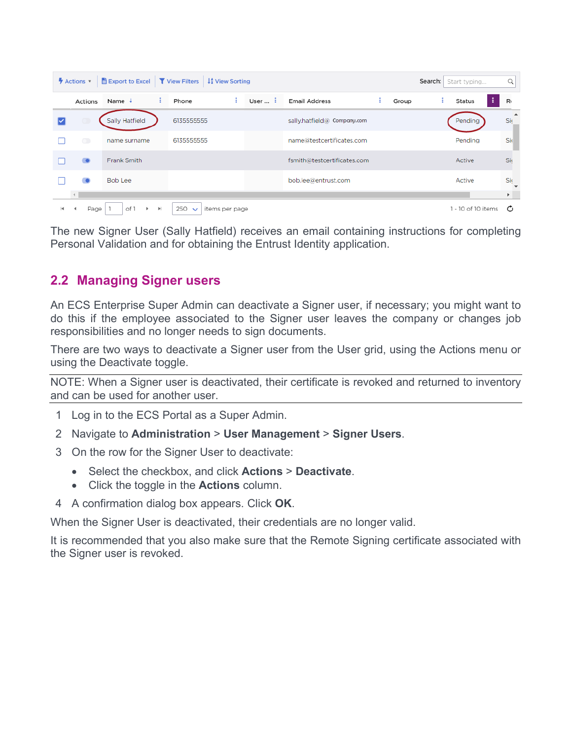| | Actions | Name | Phone | User ... | Email Address | Group | Status | R |
|---|---|---|---|---|---|---|---|---|
| ☑ | | Sally Hatfield | 6135555555 | | sally.hatfield@ Company.com | | Pending | Si |
| ☐ | | name surname | 6135555555 | | name@testcertificates.com | | Pending | Si |
| ☐ | | Frank Smith | | | fsmith@testcertificates.com | | Active | Si |
| ☐ | | Bob Lee | | | bob.lee@entrust.com | | Active | Si |

The new Signer User (Sally Hatfield) receives an email containing instructions for completing Personal Validation and for obtaining the Entrust Identity application.

## 2.2 Managing Signer users

An ECS Enterprise Super Admin can deactivate a Signer user, if necessary; you might want to do this if the employee associated to the Signer user leaves the company or changes job responsibilities and no longer needs to sign documents.

There are two ways to deactivate a Signer user from the User grid, using the Actions menu or using the Deactivate toggle.

---

NOTE: When a Signer user is deactivated, their certificate is revoked and returned to inventory and can be used for another user.

---

1. Log in to the ECS Portal as a Super Admin.
2. Navigate to **Administration** > **User Management** > **Signer Users**.
3. On the row for the Signer User to deactivate:
   - Select the checkbox, and click **Actions** > **Deactivate**.
   - Click the toggle in the **Actions** column.
4. A confirmation dialog box appears. Click **OK**.

When the Signer User is deactivated, their credentials are no longer valid.

It is recommended that you also make sure that the Remote Signing certificate associated with the Signer user is revoked.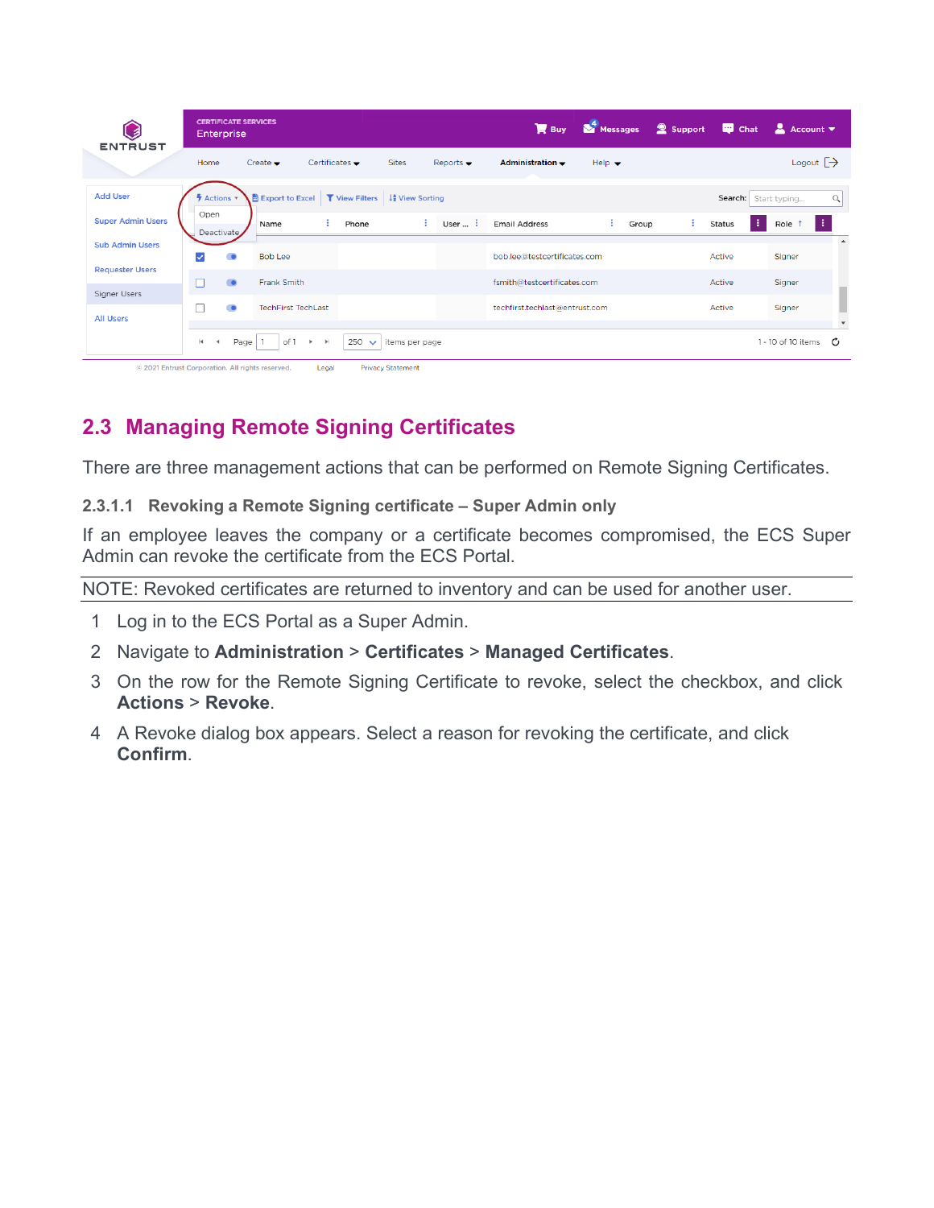## 2.3 Managing Remote Signing Certificates

There are three management actions that can be performed on Remote Signing Certificates.

### 2.3.1.1 Revoking a Remote Signing certificate – Super Admin only

If an employee leaves the company or a certificate becomes compromised, the ECS Super Admin can revoke the certificate from the ECS Portal.

NOTE: Revoked certificates are returned to inventory and can be used for another user.

1. Log in to the ECS Portal as a Super Admin.
2. Navigate to **Administration** > **Certificates** > **Managed Certificates**.
3. On the row for the Remote Signing Certificate to revoke, select the checkbox, and click **Actions** > **Revoke**.
4. A Revoke dialog box appears. Select a reason for revoking the certificate, and click **Confirm**.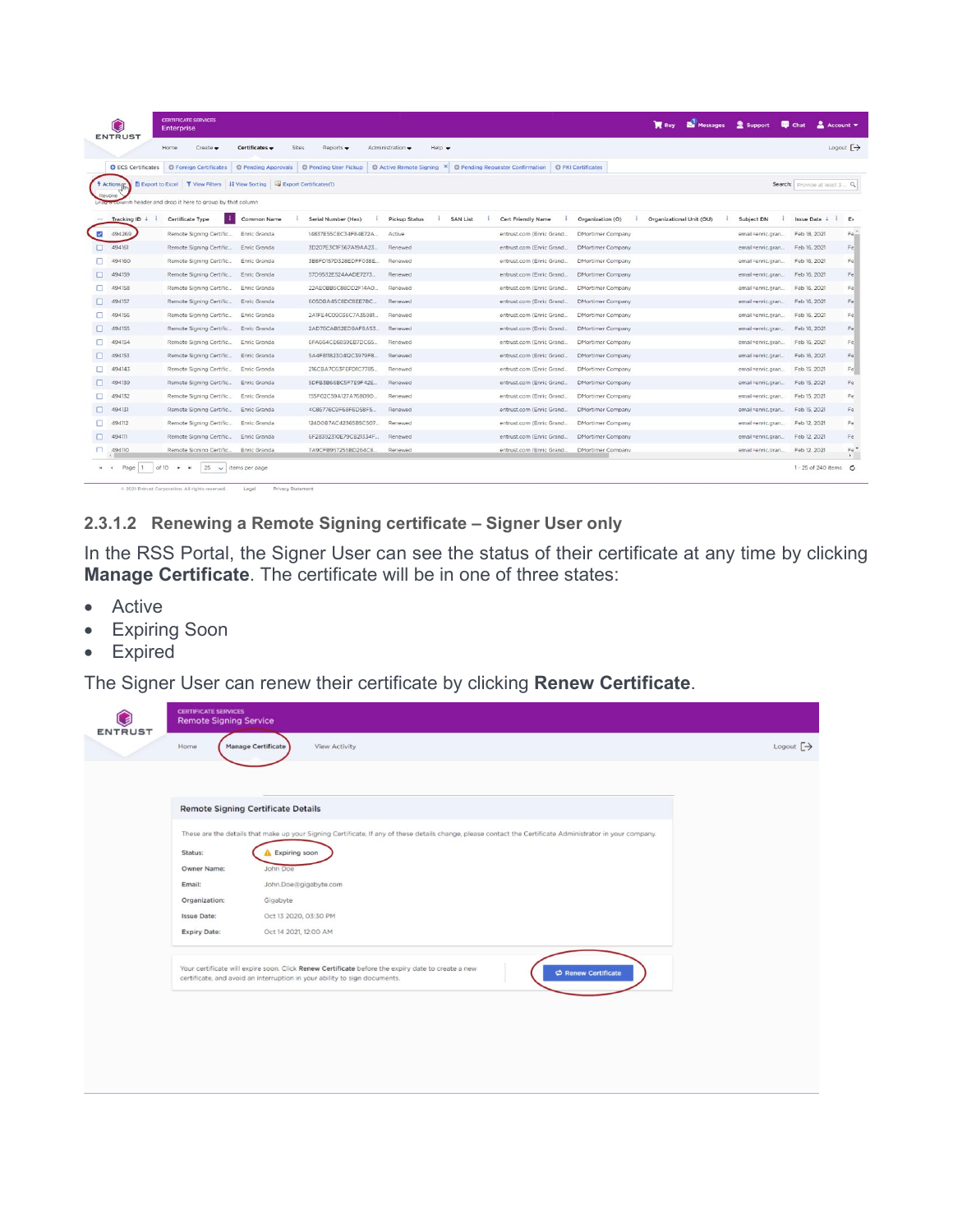### 2.3.1.2 Renewing a Remote Signing certificate – Signer User only

In the RSS Portal, the Signer User can see the status of their certificate at any time by clicking **Manage Certificate**. The certificate will be in one of three states:

- Active
- Expiring Soon
- Expired

The Signer User can renew their certificate by clicking **Renew Certificate**.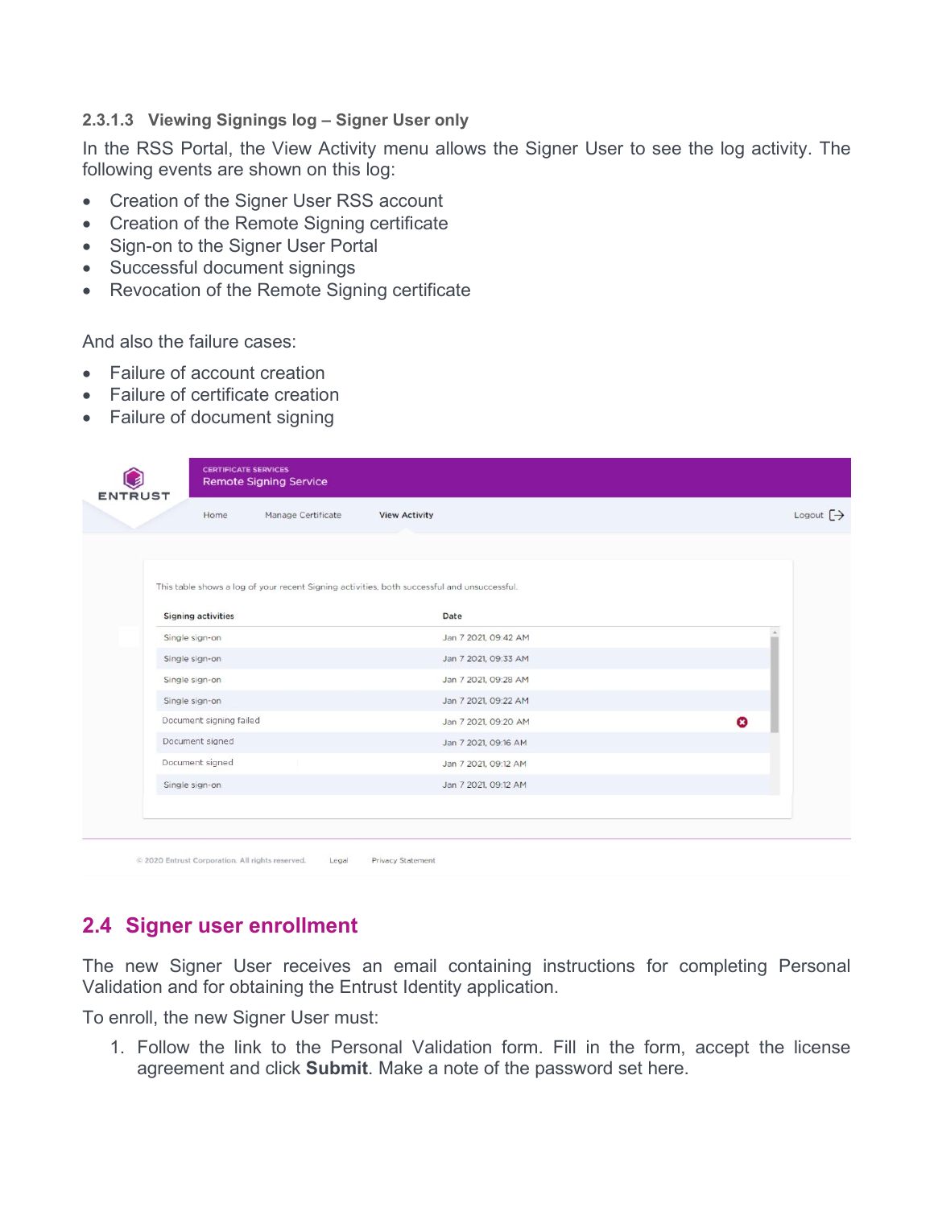#### 2.3.1.3 Viewing Signings log – Signer User only

In the RSS Portal, the View Activity menu allows the Signer User to see the log activity. The following events are shown on this log:

- Creation of the Signer User RSS account
- Creation of the Remote Signing certificate
- Sign-on to the Signer User Portal
- Successful document signings
- Revocation of the Remote Signing certificate

And also the failure cases:

- Failure of account creation
- Failure of certificate creation
- Failure of document signing

## 2.4 Signer user enrollment

The new Signer User receives an email containing instructions for completing Personal Validation and for obtaining the Entrust Identity application.

To enroll, the new Signer User must:

1. Follow the link to the Personal Validation form. Fill in the form, accept the license agreement and click **Submit**. Make a note of the password set here.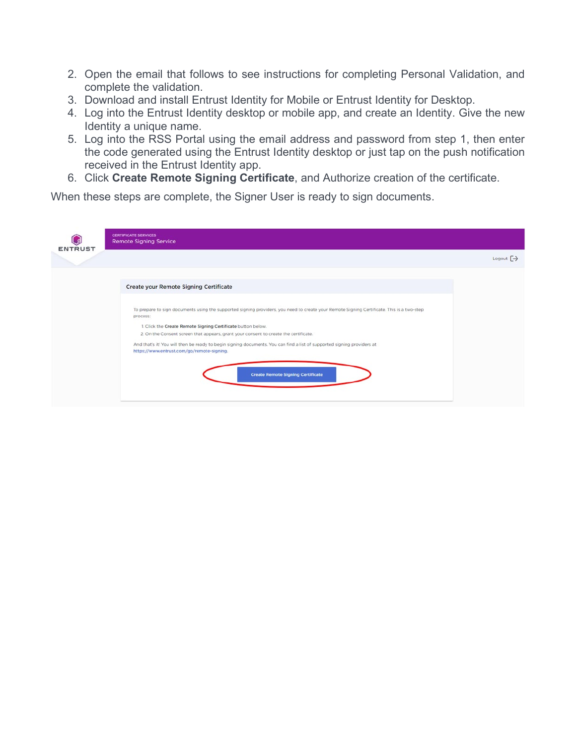2. Open the email that follows to see instructions for completing Personal Validation, and complete the validation.
3. Download and install Entrust Identity for Mobile or Entrust Identity for Desktop.
4. Log into the Entrust Identity desktop or mobile app, and create an Identity. Give the new Identity a unique name.
5. Log into the RSS Portal using the email address and password from step 1, then enter the code generated using the Entrust Identity desktop or just tap on the push notification received in the Entrust Identity app.
6. Click **Create Remote Signing Certificate**, and Authorize creation of the certificate.

When these steps are complete, the Signer User is ready to sign documents.

ENTRUST

CERTIFICATE SERVICES
Remote Signing Service

Logout

Create your Remote Signing Certificate

To prepare to sign documents using the supported signing providers, you need to create your Remote Signing Certificate. This is a two-step process:

1. Click the **Create Remote Signing Certificate** button below.
2. On the Consent screen that appears, grant your consent to create the certificate.

And that's it! You will then be ready to begin signing documents. You can find a list of supported signing providers at https://www.entrust.com/go/remote-signing.

Create Remote Signing Certificate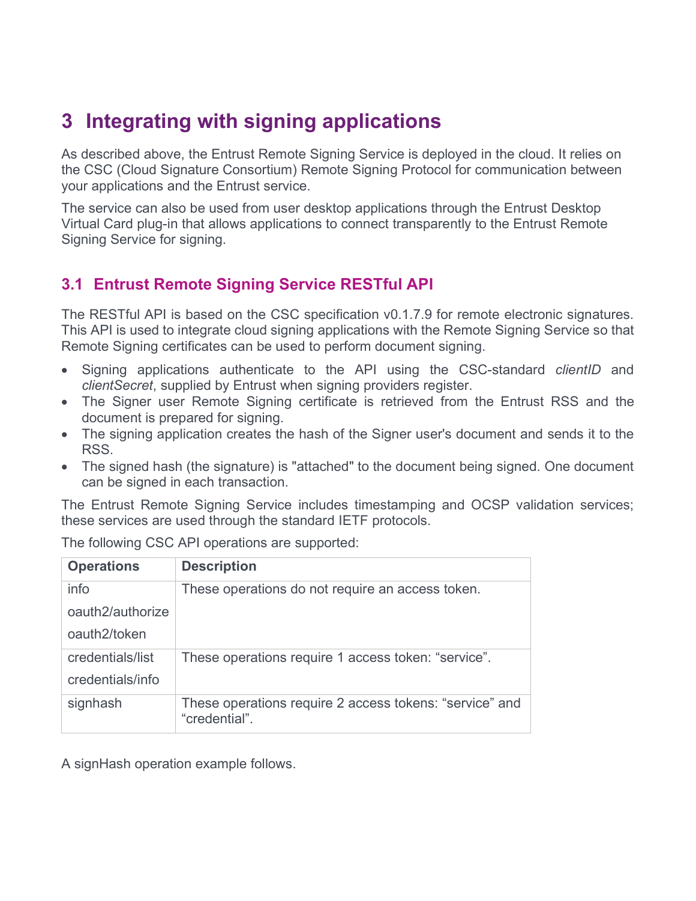# 3 Integrating with signing applications

As described above, the Entrust Remote Signing Service is deployed in the cloud. It relies on the CSC (Cloud Signature Consortium) Remote Signing Protocol for communication between your applications and the Entrust service.

The service can also be used from user desktop applications through the Entrust Desktop Virtual Card plug-in that allows applications to connect transparently to the Entrust Remote Signing Service for signing.

## 3.1 Entrust Remote Signing Service RESTful API

The RESTful API is based on the CSC specification v0.1.7.9 for remote electronic signatures. This API is used to integrate cloud signing applications with the Remote Signing Service so that Remote Signing certificates can be used to perform document signing.

- Signing applications authenticate to the API using the CSC-standard *clientID* and *clientSecret*, supplied by Entrust when signing providers register.
- The Signer user Remote Signing certificate is retrieved from the Entrust RSS and the document is prepared for signing.
- The signing application creates the hash of the Signer user's document and sends it to the RSS.
- The signed hash (the signature) is "attached" to the document being signed. One document can be signed in each transaction.

The Entrust Remote Signing Service includes timestamping and OCSP validation services; these services are used through the standard IETF protocols.

The following CSC API operations are supported:

| Operations | Description |
|---|---|
| info<br>oauth2/authorize<br>oauth2/token | These operations do not require an access token. |
| credentials/list<br>credentials/info | These operations require 1 access token: “service”. |
| signhash | These operations require 2 access tokens: “service” and “credential”. |

A signHash operation example follows.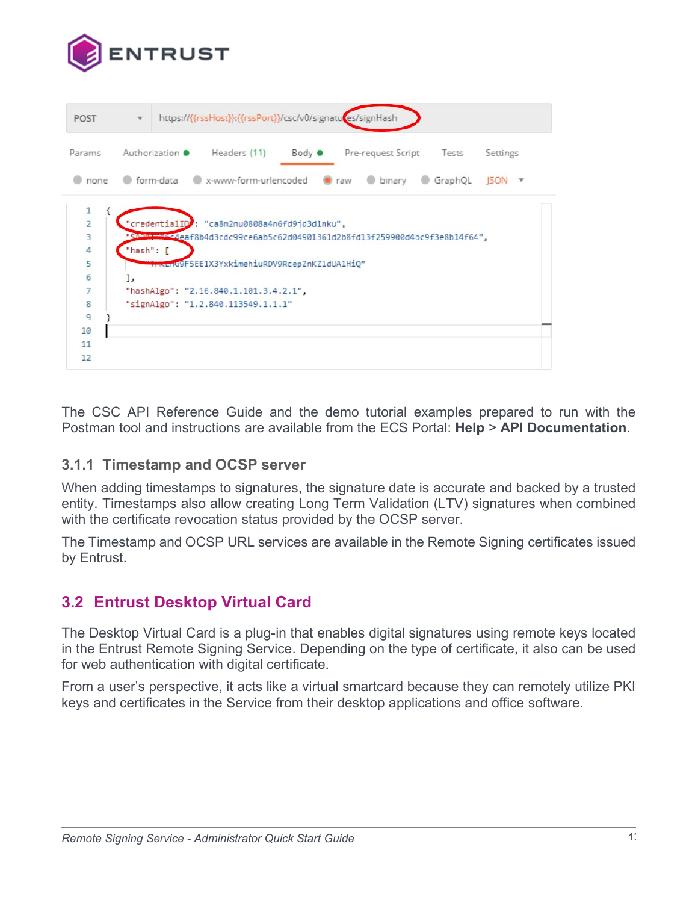The CSC API Reference Guide and the demo tutorial examples prepared to run with the Postman tool and instructions are available from the ECS Portal: **Help** > **API Documentation**.

### 3.1.1 Timestamp and OCSP server

When adding timestamps to signatures, the signature date is accurate and backed by a trusted entity. Timestamps also allow creating Long Term Validation (LTV) signatures when combined with the certificate revocation status provided by the OCSP server.

The Timestamp and OCSP URL services are available in the Remote Signing certificates issued by Entrust.

## 3.2 Entrust Desktop Virtual Card

The Desktop Virtual Card is a plug-in that enables digital signatures using remote keys located in the Entrust Remote Signing Service. Depending on the type of certificate, it also can be used for web authentication with digital certificate.

From a user's perspective, it acts like a virtual smartcard because they can remotely utilize PKI keys and certificates in the Service from their desktop applications and office software.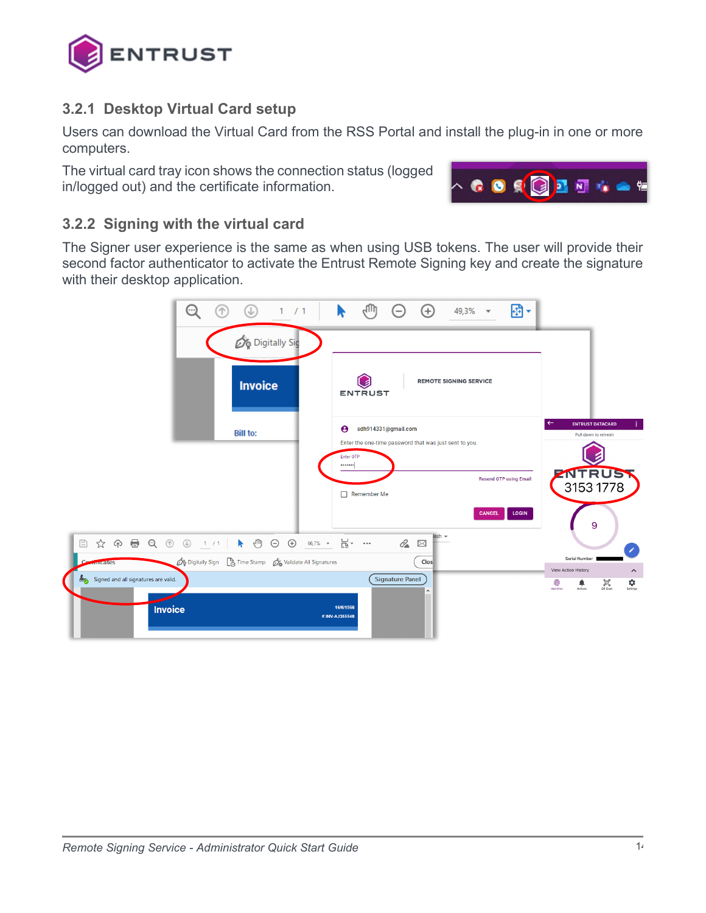### 3.2.1 Desktop Virtual Card setup

Users can download the Virtual Card from the RSS Portal and install the plug-in in one or more computers.

The virtual card tray icon shows the connection status (logged in/logged out) and the certificate information.

### 3.2.2 Signing with the virtual card

The Signer user experience is the same as when using USB tokens. The user will provide their second factor authenticator to activate the Entrust Remote Signing key and create the signature with their desktop application.